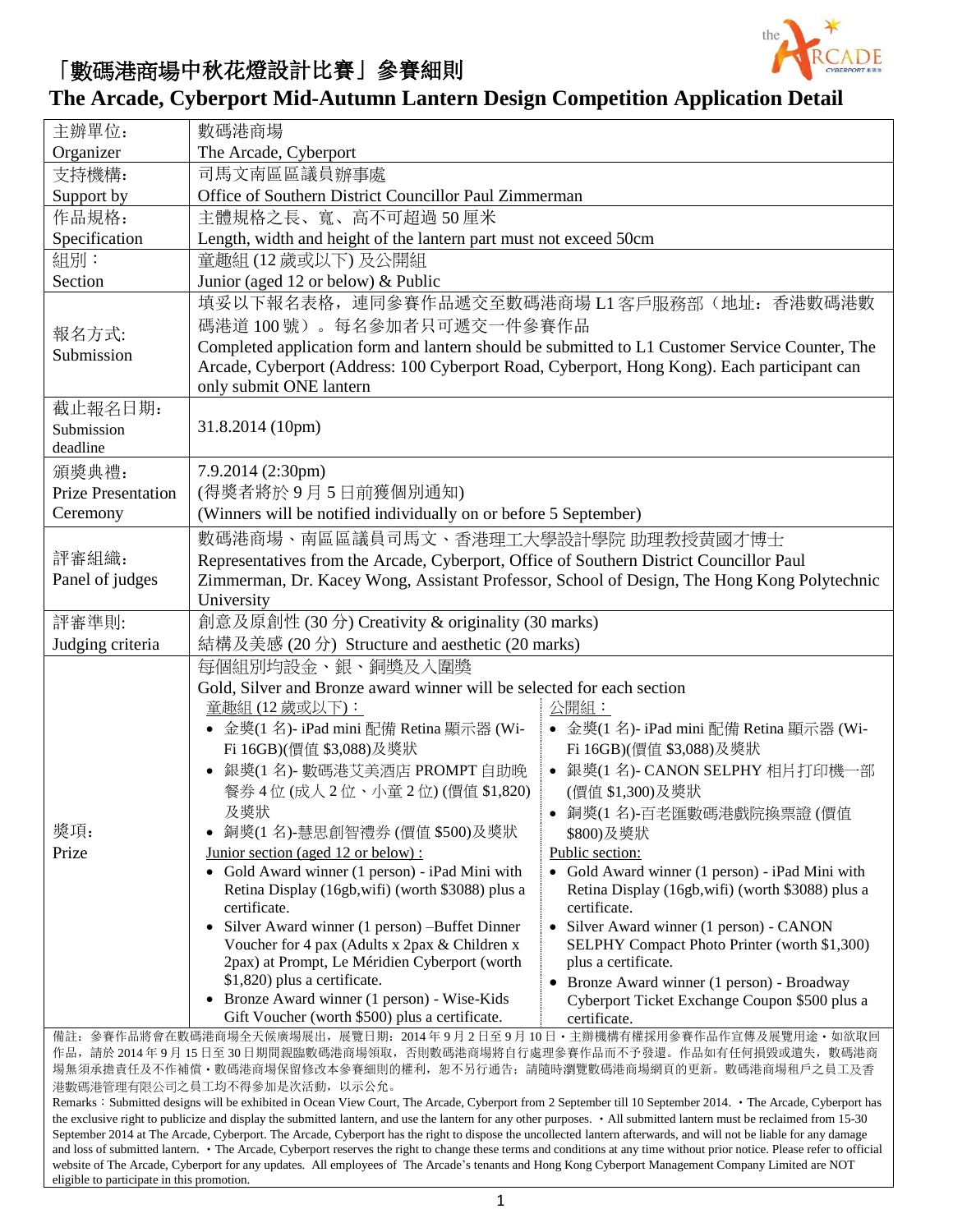# 「數碼港商場中秋花燈設計比賽」參賽細則

## The Arcade, Cyberport Mid-Autumn Lantern Design Competition Application Detail

| | |
|---|---|
| 主辦單位:<br>Organizer | 數碼港商場<br>The Arcade, Cyberport |
| 支持機構:<br>Support by | 司馬文南區區議員辦事處<br>Office of Southern District Councillor Paul Zimmerman |
| 作品規格:<br>Specification | 主體規格之長、寬、高不可超過 50 厘米<br>Length, width and height of the lantern part must not exceed 50cm |
| 組別：<br>Section | 童趣組 (12 歲或以下) 及公開組<br>Junior (aged 12 or below) & Public |
| 報名方式:<br>Submission | 填妥以下報名表格，連同參賽作品遞交至數碼港商場 L1 客戶服務部（地址：香港數碼港數碼港道 100 號）。每名參加者只可遞交一件參賽作品<br>Completed application form and lantern should be submitted to L1 Customer Service Counter, The Arcade, Cyberport (Address: 100 Cyberport Road, Cyberport, Hong Kong). Each participant can only submit ONE lantern |
| 截止報名日期:<br>Submission deadline | 31.8.2014 (10pm) |
| 頒獎典禮:<br>Prize Presentation Ceremony | 7.9.2014 (2:30pm)<br>(得獎者將於 9 月 5 日前獲個別通知)<br>(Winners will be notified individually on or before 5 September) |
| 評審組織:<br>Panel of judges | 數碼港商場、南區區議員司馬文、香港理工大學設計學院 助理教授黃國才博士<br>Representatives from the Arcade, Cyberport, Office of Southern District Councillor Paul Zimmerman, Dr. Kacey Wong, Assistant Professor, School of Design, The Hong Kong Polytechnic University |
| 評審準則:<br>Judging criteria | 創意及原創性 (30 分) Creativity & originality (30 marks)<br>結構及美感 (20 分) Structure and aesthetic (20 marks) |
| 獎項:<br>Prize | 每個組別均設金、銀、銅獎及入圍獎<br>Gold, Silver and Bronze award winner will be selected for each section<br><br>童趣組 (12 歲或以下)：<br>• 金獎(1 名)- iPad mini 配備 Retina 顯示器 (Wi-Fi 16GB)(價值 $3,088)及獎狀<br>• 銀獎(1 名)- 數碼港艾美酒店 PROMPT 自助晚餐券 4 位 (成人 2 位、小童 2 位) (價值 $1,820) 及獎狀<br>• 銅獎(1 名)-慧思創智禮券 (價值 $500)及獎狀<br><br>Junior section (aged 12 or below) :<br>• Gold Award winner (1 person) - iPad Mini with Retina Display (16gb,wifi) (worth $3088) plus a certificate.<br>• Silver Award winner (1 person) –Buffet Dinner Voucher for 4 pax (Adults x 2pax & Children x 2pax) at Prompt, Le Méridien Cyberport (worth $1,820) plus a certificate.<br>• Bronze Award winner (1 person) - Wise-Kids Gift Voucher (worth $500) plus a certificate.<br><br>公開組：<br>• 金獎(1 名)- iPad mini 配備 Retina 顯示器 (Wi-Fi 16GB)(價值 $3,088)及獎狀<br>• 銀獎(1 名)- CANON SELPHY 相片打印機一部 (價值 $1,300)及獎狀<br>• 銅獎(1 名)-百老匯數碼港戲院換票證 (價值 $800)及獎狀<br><br>Public section:<br>• Gold Award winner (1 person) - iPad Mini with Retina Display (16gb,wifi) (worth $3088) plus a certificate.<br>• Silver Award winner (1 person) - CANON SELPHY Compact Photo Printer (worth $1,300) plus a certificate.<br>• Bronze Award winner (1 person) - Broadway Cyberport Ticket Exchange Coupon $500 plus a certificate. |

備註：參賽作品將會在數碼港商場全天候廣場展出，展覽日期：2014 年 9 月 2 日至 9 月 10 日。主辦機構有權採用參賽作品作宣傳及展覽用途。如欲取回作品，請於 2014 年 9 月 15 日至 30 日期間親臨數碼港商場領取，否則數碼港商場將自行處理參賽作品而不予發還。作品如有任何損毀或遺失，數碼港商場無須承擔責任及不作補償。數碼港商場保留修改本參賽細則的權利，恕不另行通告；請隨時瀏覽數碼港商場網頁的更新。數碼港商場租戶之員工及香港數碼港管理有限公司之員工均不得參加是次活動，以示公允。

Remarks：Submitted designs will be exhibited in Ocean View Court, The Arcade, Cyberport from 2 September till 10 September 2014. • The Arcade, Cyberport has the exclusive right to publicize and display the submitted lantern, and use the lantern for any other purposes. • All submitted lantern must be reclaimed from 15-30 September 2014 at The Arcade, Cyberport. The Arcade, Cyberport has the right to dispose the uncollected lantern afterwards, and will not be liable for any damage and loss of submitted lantern. • The Arcade, Cyberport reserves the right to change these terms and conditions at any time without prior notice. Please refer to official website of The Arcade, Cyberport for any updates. All employees of The Arcade's tenants and Hong Kong Cyberport Management Company Limited are NOT eligible to participate in this promotion.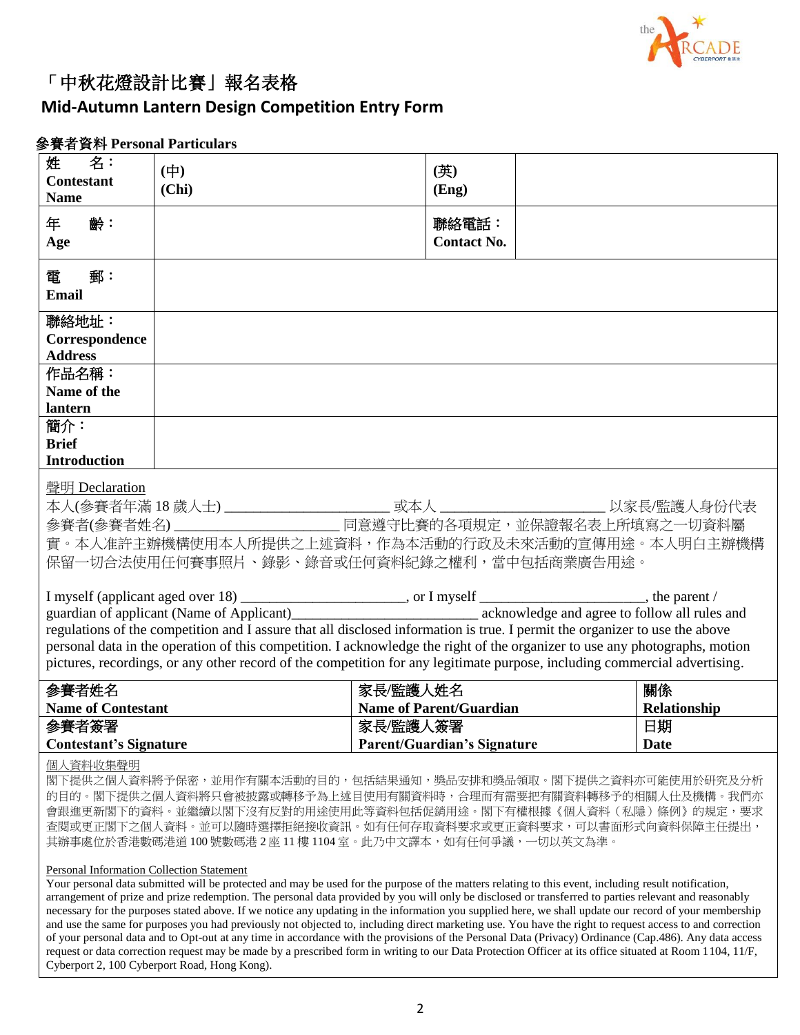# 「中秋花燈設計比賽」報名表格

## Mid-Autumn Lantern Design Competition Entry Form

**參賽者資料 Personal Particulars**

| | | | |
|---|---|---|---|
| **姓　名：Contestant Name** | **(中) (Chi)** | **(英) (Eng)** | |
| **年　齡：Age** | | **聯絡電話：Contact No.** | |
| **電　郵：Email** | | | |
| **聯絡地址：Correspondence Address** | | | |
| **作品名稱：Name of the lantern** | | | |
| **簡介：Brief Introduction** | | | |

聲明 Declaration

本人(參賽者年滿 18 歲人士) ______________________ 或本人 ______________________ 以家長/監護人身份代表參賽者(參賽者姓名) ______________________ 同意遵守比賽的各項規定，並保證報名表上所填寫之一切資料屬實。本人准許主辦機構使用本人所提供之上述資料，作為本活動的行政及未來活動的宣傳用途。本人明白主辦機構保留一切合法使用任何賽事照片、錄影、錄音或任何資料紀錄之權利，當中包括商業廣告用途。

I myself (applicant aged over 18) ______________________, or I myself ______________________, the parent / guardian of applicant (Name of Applicant)________________________ acknowledge and agree to follow all rules and regulations of the competition and I assure that all disclosed information is true. I permit the organizer to use the above personal data in the operation of this competition. I acknowledge the right of the organizer to use any photographs, motion pictures, recordings, or any other record of the competition for any legitimate purpose, including commercial advertising.

| 參賽者姓名 Name of Contestant | 家長/監護人姓名 Name of Parent/Guardian | 關係 Relationship |
|---|---|---|
| **參賽者簽署 Contestant's Signature** | **家長/監護人簽署 Parent/Guardian's Signature** | **日期 Date** |

個人資料收集聲明

閣下提供之個人資料將予保密，並用作有關本活動的目的，包括結果通知，獎品安排和獎品領取。閣下提供之資料亦可能使用於研究及分析的目的。閣下提供之個人資料將只會被披露或轉移予為上述目使用有關資料時，合理而有需要把有關資料轉移予的相關人仕及機構。我們亦會跟進更新閣下的資料。並繼續以閣下沒有反對的用途使用此等資料包括促銷用途。閣下有權根據《個人資料（私隱）條例》的規定，要求查閱或更正閣下之個人資料。並可以隨時選擇拒絕接收資訊。如有任何存取資料要求或更正資料要求，可以書面形式向資料保障主任提出，其辦事處位於香港數碼港道 100 號數碼港 2 座 11 樓 1104 室。此乃中文譯本，如有任何爭議，一切以英文為準。

Personal Information Collection Statement

Your personal data submitted will be protected and may be used for the purpose of the matters relating to this event, including result notification, arrangement of prize and prize redemption. The personal data provided by you will only be disclosed or transferred to parties relevant and reasonably necessary for the purposes stated above. If we notice any updating in the information you supplied here, we shall update our record of your membership and use the same for purposes you had previously not objected to, including direct marketing use. You have the right to request access to and correction of your personal data and to Opt-out at any time in accordance with the provisions of the Personal Data (Privacy) Ordinance (Cap.486). Any data access request or data correction request may be made by a prescribed form in writing to our Data Protection Officer at its office situated at Room 1104, 11/F, Cyberport 2, 100 Cyberport Road, Hong Kong).